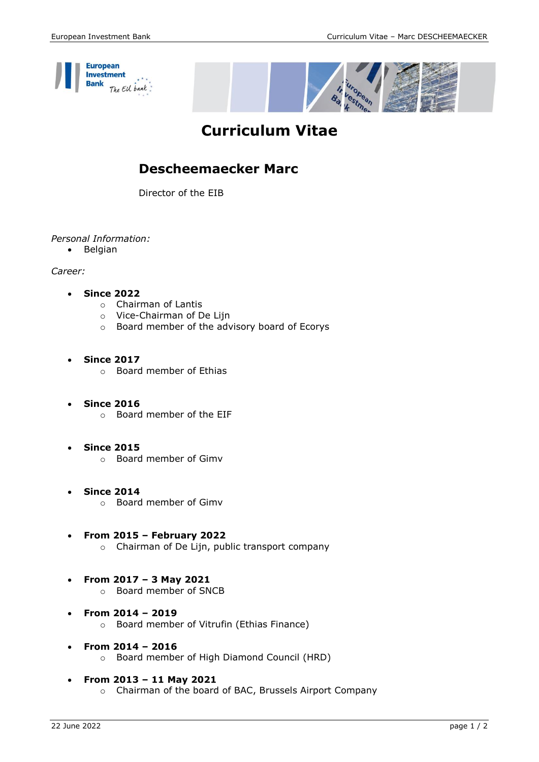# Curriculum Vitae

## Descheemaecker Marc

Director of the EIB

*Personal Information:*

- Belgian

*Career:*

- **Since 2022**
  - Chairman of Lantis
  - Vice-Chairman of De Lijn
  - Board member of the advisory board of Ecorys

- **Since 2017**
  - Board member of Ethias

- **Since 2016**
  - Board member of the EIF

- **Since 2015**
  - Board member of Gimv

- **Since 2014**
  - Board member of Gimv

- **From 2015 – February 2022**
  - Chairman of De Lijn, public transport company

- **From 2017 – 3 May 2021**
  - Board member of SNCB

- **From 2014 – 2019**
  - Board member of Vitrufin (Ethias Finance)

- **From 2014 – 2016**
  - Board member of High Diamond Council (HRD)

- **From 2013 – 11 May 2021**
  - Chairman of the board of BAC, Brussels Airport Company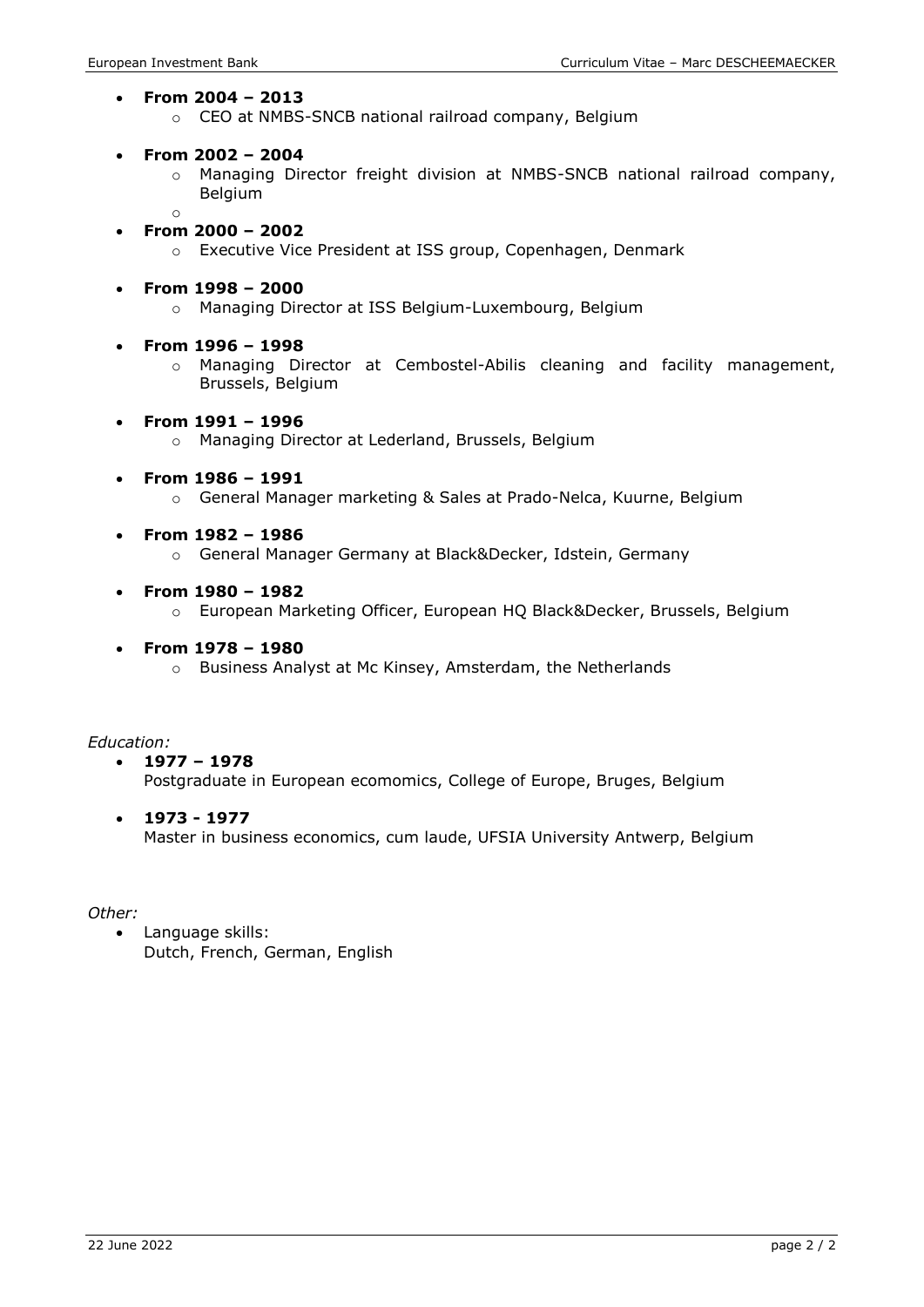- **From 2004 – 2013**
  - CEO at NMBS-SNCB national railroad company, Belgium

- **From 2002 – 2004**
  - Managing Director freight division at NMBS-SNCB national railroad company, Belgium
  - 

- **From 2000 – 2002**
  - Executive Vice President at ISS group, Copenhagen, Denmark

- **From 1998 – 2000**
  - Managing Director at ISS Belgium-Luxembourg, Belgium

- **From 1996 – 1998**
  - Managing Director at Cembostel-Abilis cleaning and facility management, Brussels, Belgium

- **From 1991 – 1996**
  - Managing Director at Lederland, Brussels, Belgium

- **From 1986 – 1991**
  - General Manager marketing & Sales at Prado-Nelca, Kuurne, Belgium

- **From 1982 – 1986**
  - General Manager Germany at Black&Decker, Idstein, Germany

- **From 1980 – 1982**
  - European Marketing Officer, European HQ Black&Decker, Brussels, Belgium

- **From 1978 – 1980**
  - Business Analyst at Mc Kinsey, Amsterdam, the Netherlands

*Education:*

- **1977 – 1978**
  Postgraduate in European ecomomics, College of Europe, Bruges, Belgium

- **1973 - 1977**
  Master in business economics, cum laude, UFSIA University Antwerp, Belgium

*Other:*

- Language skills:
  Dutch, French, German, English